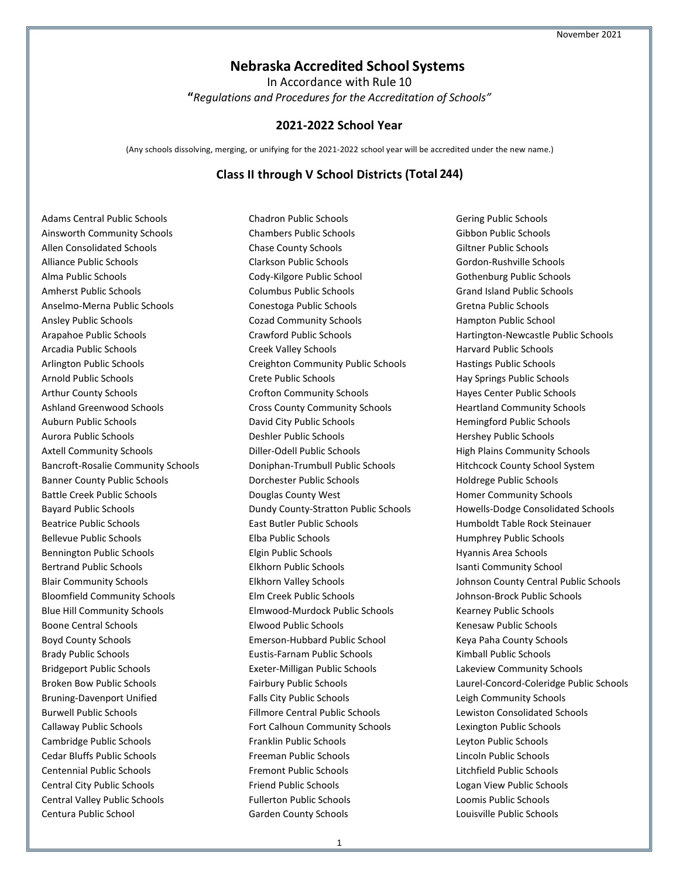November 2021

# Nebraska Accredited School Systems

In Accordance with Rule 10

**"***Regulations and Procedures for the Accreditation of Schools"*

## 2021-2022 School Year

(Any schools dissolving, merging, or unifying for the 2021-2022 school year will be accredited under the new name.)

## Class II through V School Districts (Total 244)

Adams Central Public Schools
Ainsworth Community Schools
Allen Consolidated Schools
Alliance Public Schools
Alma Public Schools
Amherst Public Schools
Anselmo-Merna Public Schools
Ansley Public Schools
Arapahoe Public Schools
Arcadia Public Schools
Arlington Public Schools
Arnold Public Schools
Arthur County Schools
Ashland Greenwood Schools
Auburn Public Schools
Aurora Public Schools
Axtell Community Schools
Bancroft-Rosalie Community Schools
Banner County Public Schools
Battle Creek Public Schools
Bayard Public Schools
Beatrice Public Schools
Bellevue Public Schools
Bennington Public Schools
Bertrand Public Schools
Blair Community Schools
Bloomfield Community Schools
Blue Hill Community Schools
Boone Central Schools
Boyd County Schools
Brady Public Schools
Bridgeport Public Schools
Broken Bow Public Schools
Bruning-Davenport Unified
Burwell Public Schools
Callaway Public Schools
Cambridge Public Schools
Cedar Bluffs Public Schools
Centennial Public Schools
Central City Public Schools
Central Valley Public Schools
Centura Public School
Chadron Public Schools
Chambers Public Schools
Chase County Schools
Clarkson Public Schools
Cody-Kilgore Public School
Columbus Public Schools
Conestoga Public Schools
Cozad Community Schools
Crawford Public Schools
Creek Valley Schools
Creighton Community Public Schools
Crete Public Schools
Crofton Community Schools
Cross County Community Schools
David City Public Schools
Deshler Public Schools
Diller-Odell Public Schools
Doniphan-Trumbull Public Schools
Dorchester Public Schools
Douglas County West
Dundy County-Stratton Public Schools
East Butler Public Schools
Elba Public Schools
Elgin Public Schools
Elkhorn Public Schools
Elkhorn Valley Schools
Elm Creek Public Schools
Elmwood-Murdock Public Schools
Elwood Public Schools
Emerson-Hubbard Public School
Eustis-Farnam Public Schools
Exeter-Milligan Public Schools
Fairbury Public Schools
Falls City Public Schools
Fillmore Central Public Schools
Fort Calhoun Community Schools
Franklin Public Schools
Freeman Public Schools
Fremont Public Schools
Friend Public Schools
Fullerton Public Schools
Garden County Schools
Gering Public Schools
Gibbon Public Schools
Giltner Public Schools
Gordon-Rushville Schools
Gothenburg Public Schools
Grand Island Public Schools
Gretna Public Schools
Hampton Public School
Hartington-Newcastle Public Schools
Harvard Public Schools
Hastings Public Schools
Hay Springs Public Schools
Hayes Center Public Schools
Heartland Community Schools
Hemingford Public Schools
Hershey Public Schools
High Plains Community Schools
Hitchcock County School System
Holdrege Public Schools
Homer Community Schools
Howells-Dodge Consolidated Schools
Humboldt Table Rock Steinauer
Humphrey Public Schools
Hyannis Area Schools
Isanti Community School
Johnson County Central Public Schools
Johnson-Brock Public Schools
Kearney Public Schools
Kenesaw Public Schools
Keya Paha County Schools
Kimball Public Schools
Lakeview Community Schools
Laurel-Concord-Coleridge Public Schools
Leigh Community Schools
Lewiston Consolidated Schools
Lexington Public Schools
Leyton Public Schools
Lincoln Public Schools
Litchfield Public Schools
Logan View Public Schools
Loomis Public Schools
Louisville Public Schools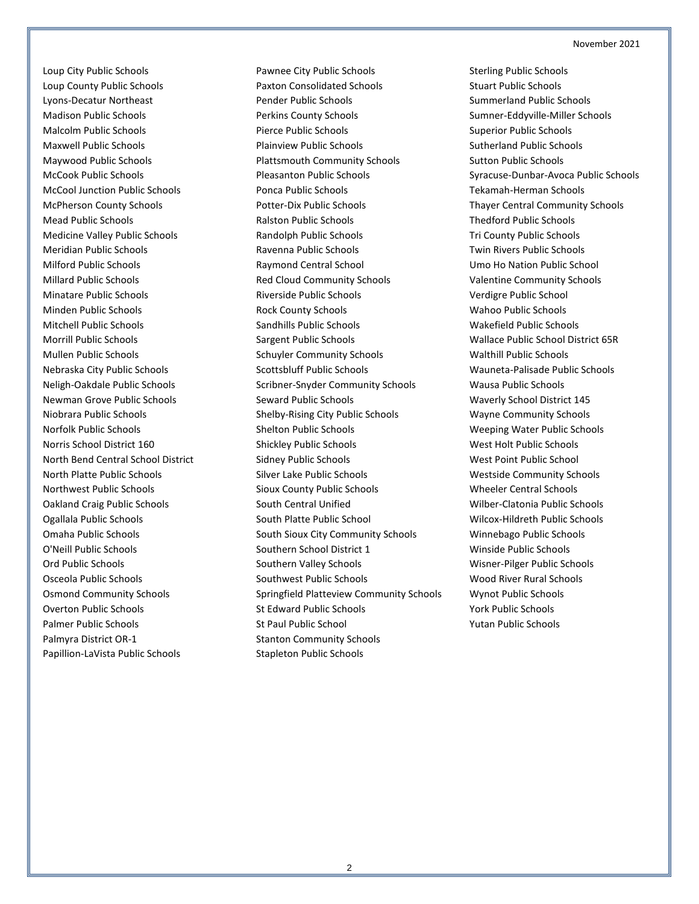Loup City Public Schools
Loup County Public Schools
Lyons-Decatur Northeast
Madison Public Schools
Malcolm Public Schools
Maxwell Public Schools
Maywood Public Schools
McCook Public Schools
McCool Junction Public Schools
McPherson County Schools
Mead Public Schools
Medicine Valley Public Schools
Meridian Public Schools
Milford Public Schools
Millard Public Schools
Minatare Public Schools
Minden Public Schools
Mitchell Public Schools
Morrill Public Schools
Mullen Public Schools
Nebraska City Public Schools
Neligh-Oakdale Public Schools
Newman Grove Public Schools
Niobrara Public Schools
Norfolk Public Schools
Norris School District 160
North Bend Central School District
North Platte Public Schools
Northwest Public Schools
Oakland Craig Public Schools
Ogallala Public Schools
Omaha Public Schools
O'Neill Public Schools
Ord Public Schools
Osceola Public Schools
Osmond Community Schools
Overton Public Schools
Palmer Public Schools
Palmyra District OR-1
Papillion-LaVista Public Schools
Pawnee City Public Schools
Paxton Consolidated Schools
Pender Public Schools
Perkins County Schools
Pierce Public Schools
Plainview Public Schools
Plattsmouth Community Schools
Pleasanton Public Schools
Ponca Public Schools
Potter-Dix Public Schools
Ralston Public Schools
Randolph Public Schools
Ravenna Public Schools
Raymond Central School
Red Cloud Community Schools
Riverside Public Schools
Rock County Schools
Sandhills Public Schools
Sargent Public Schools
Schuyler Community Schools
Scottsbluff Public Schools
Scribner-Snyder Community Schools
Seward Public Schools
Shelby-Rising City Public Schools
Shelton Public Schools
Shickley Public Schools
Sidney Public Schools
Silver Lake Public Schools
Sioux County Public Schools
South Central Unified
South Platte Public School
South Sioux City Community Schools
Southern School District 1
Southern Valley Schools
Southwest Public Schools
Springfield Platteview Community Schools
St Edward Public Schools
St Paul Public School
Stanton Community Schools
Stapleton Public Schools
Sterling Public Schools
Stuart Public Schools
Summerland Public Schools
Sumner-Eddyville-Miller Schools
Superior Public Schools
Sutherland Public Schools
Sutton Public Schools
Syracuse-Dunbar-Avoca Public Schools
Tekamah-Herman Schools
Thayer Central Community Schools
Thedford Public Schools
Tri County Public Schools
Twin Rivers Public Schools
Umo Ho Nation Public School
Valentine Community Schools
Verdigre Public School
Wahoo Public Schools
Wakefield Public Schools
Wallace Public School District 65R
Walthill Public Schools
Wauneta-Palisade Public Schools
Wausa Public Schools
Waverly School District 145
Wayne Community Schools
Weeping Water Public Schools
West Holt Public Schools
West Point Public School
Westside Community Schools
Wheeler Central Schools
Wilber-Clatonia Public Schools
Wilcox-Hildreth Public Schools
Winnebago Public Schools
Winside Public Schools
Wisner-Pilger Public Schools
Wood River Rural Schools
Wynot Public Schools
York Public Schools
Yutan Public Schools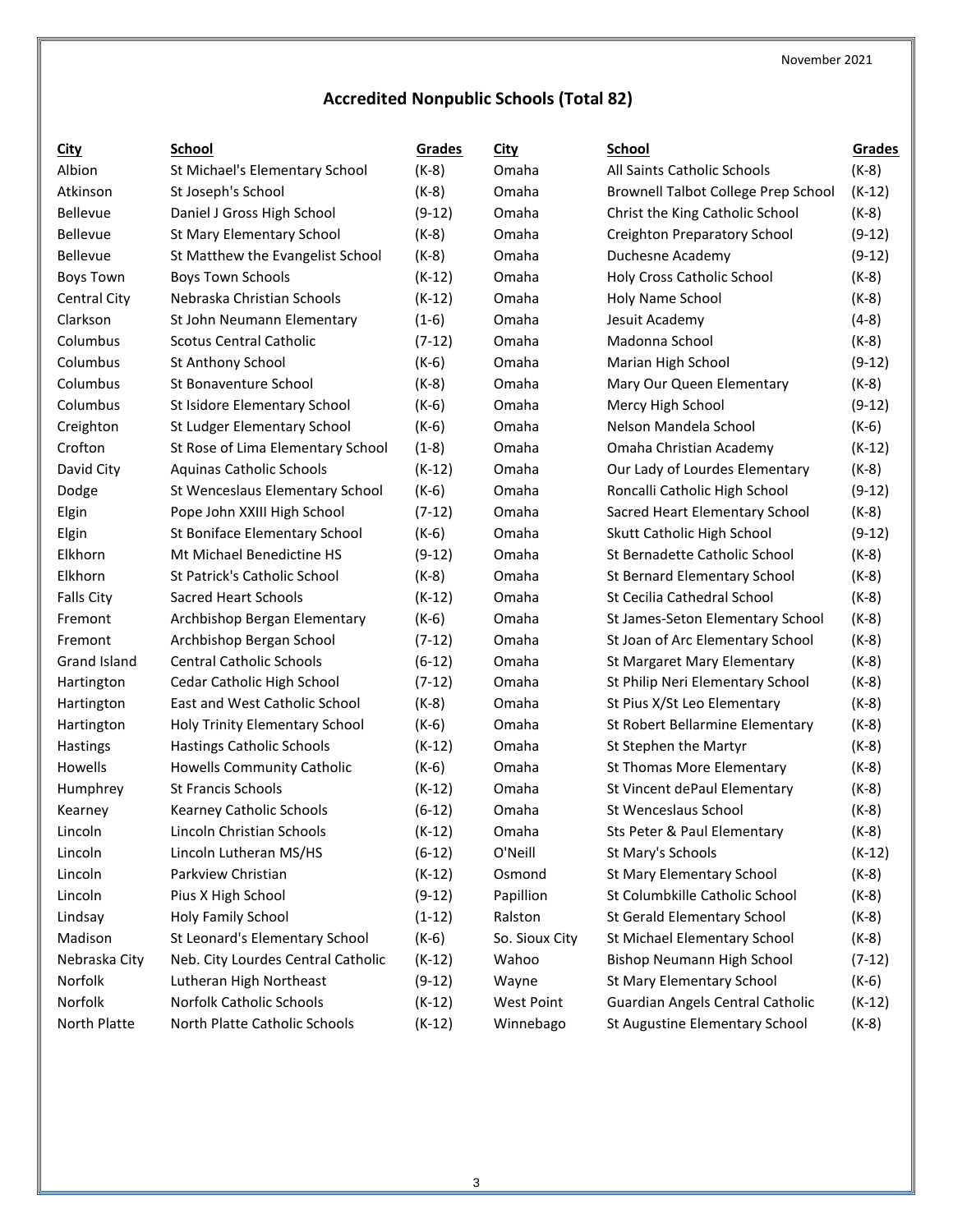November 2021

## Accredited Nonpublic Schools (Total 82)

| City | School | Grades |
|---|---|---|
| Albion | St Michael's Elementary School | (K-8) |
| Atkinson | St Joseph's School | (K-8) |
| Bellevue | Daniel J Gross High School | (9-12) |
| Bellevue | St Mary Elementary School | (K-8) |
| Bellevue | St Matthew the Evangelist School | (K-8) |
| Boys Town | Boys Town Schools | (K-12) |
| Central City | Nebraska Christian Schools | (K-12) |
| Clarkson | St John Neumann Elementary | (1-6) |
| Columbus | Scotus Central Catholic | (7-12) |
| Columbus | St Anthony School | (K-6) |
| Columbus | St Bonaventure School | (K-8) |
| Columbus | St Isidore Elementary School | (K-6) |
| Creighton | St Ludger Elementary School | (K-6) |
| Crofton | St Rose of Lima Elementary School | (1-8) |
| David City | Aquinas Catholic Schools | (K-12) |
| Dodge | St Wenceslaus Elementary School | (K-6) |
| Elgin | Pope John XXIII High School | (7-12) |
| Elgin | St Boniface Elementary School | (K-6) |
| Elkhorn | Mt Michael Benedictine HS | (9-12) |
| Elkhorn | St Patrick's Catholic School | (K-8) |
| Falls City | Sacred Heart Schools | (K-12) |
| Fremont | Archbishop Bergan Elementary | (K-6) |
| Fremont | Archbishop Bergan School | (7-12) |
| Grand Island | Central Catholic Schools | (6-12) |
| Hartington | Cedar Catholic High School | (7-12) |
| Hartington | East and West Catholic School | (K-8) |
| Hartington | Holy Trinity Elementary School | (K-6) |
| Hastings | Hastings Catholic Schools | (K-12) |
| Howells | Howells Community Catholic | (K-6) |
| Humphrey | St Francis Schools | (K-12) |
| Kearney | Kearney Catholic Schools | (6-12) |
| Lincoln | Lincoln Christian Schools | (K-12) |
| Lincoln | Lincoln Lutheran MS/HS | (6-12) |
| Lincoln | Parkview Christian | (K-12) |
| Lincoln | Pius X High School | (9-12) |
| Lindsay | Holy Family School | (1-12) |
| Madison | St Leonard's Elementary School | (K-6) |
| Nebraska City | Neb. City Lourdes Central Catholic | (K-12) |
| Norfolk | Lutheran High Northeast | (9-12) |
| Norfolk | Norfolk Catholic Schools | (K-12) |
| North Platte | North Platte Catholic Schools | (K-12) |
| Omaha | All Saints Catholic Schools | (K-8) |
| Omaha | Brownell Talbot College Prep School | (K-12) |
| Omaha | Christ the King Catholic School | (K-8) |
| Omaha | Creighton Preparatory School | (9-12) |
| Omaha | Duchesne Academy | (9-12) |
| Omaha | Holy Cross Catholic School | (K-8) |
| Omaha | Holy Name School | (K-8) |
| Omaha | Jesuit Academy | (4-8) |
| Omaha | Madonna School | (K-8) |
| Omaha | Marian High School | (9-12) |
| Omaha | Mary Our Queen Elementary | (K-8) |
| Omaha | Mercy High School | (9-12) |
| Omaha | Nelson Mandela School | (K-6) |
| Omaha | Omaha Christian Academy | (K-12) |
| Omaha | Our Lady of Lourdes Elementary | (K-8) |
| Omaha | Roncalli Catholic High School | (9-12) |
| Omaha | Sacred Heart Elementary School | (K-8) |
| Omaha | Skutt Catholic High School | (9-12) |
| Omaha | St Bernadette Catholic School | (K-8) |
| Omaha | St Bernard Elementary School | (K-8) |
| Omaha | St Cecilia Cathedral School | (K-8) |
| Omaha | St James-Seton Elementary School | (K-8) |
| Omaha | St Joan of Arc Elementary School | (K-8) |
| Omaha | St Margaret Mary Elementary | (K-8) |
| Omaha | St Philip Neri Elementary School | (K-8) |
| Omaha | St Pius X/St Leo Elementary | (K-8) |
| Omaha | St Robert Bellarmine Elementary | (K-8) |
| Omaha | St Stephen the Martyr | (K-8) |
| Omaha | St Thomas More Elementary | (K-8) |
| Omaha | St Vincent dePaul Elementary | (K-8) |
| Omaha | St Wenceslaus School | (K-8) |
| Omaha | Sts Peter & Paul Elementary | (K-8) |
| O'Neill | St Mary's Schools | (K-12) |
| Osmond | St Mary Elementary School | (K-8) |
| Papillion | St Columbkille Catholic School | (K-8) |
| Ralston | St Gerald Elementary School | (K-8) |
| So. Sioux City | St Michael Elementary School | (K-8) |
| Wahoo | Bishop Neumann High School | (7-12) |
| Wayne | St Mary Elementary School | (K-6) |
| West Point | Guardian Angels Central Catholic | (K-12) |
| Winnebago | St Augustine Elementary School | (K-8) |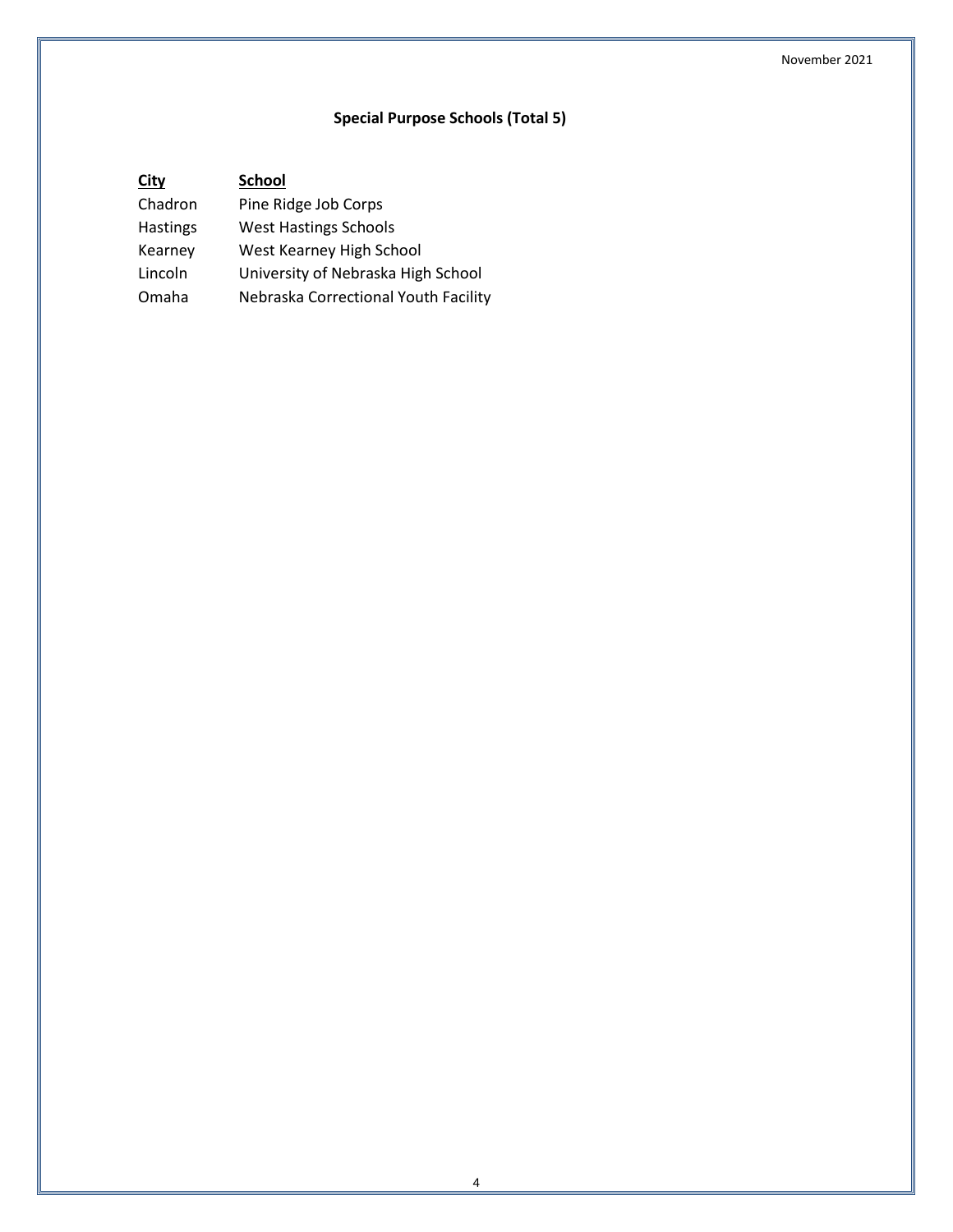## Special Purpose Schools (Total 5)

| City | School |
|---|---|
| Chadron | Pine Ridge Job Corps |
| Hastings | West Hastings Schools |
| Kearney | West Kearney High School |
| Lincoln | University of Nebraska High School |
| Omaha | Nebraska Correctional Youth Facility |